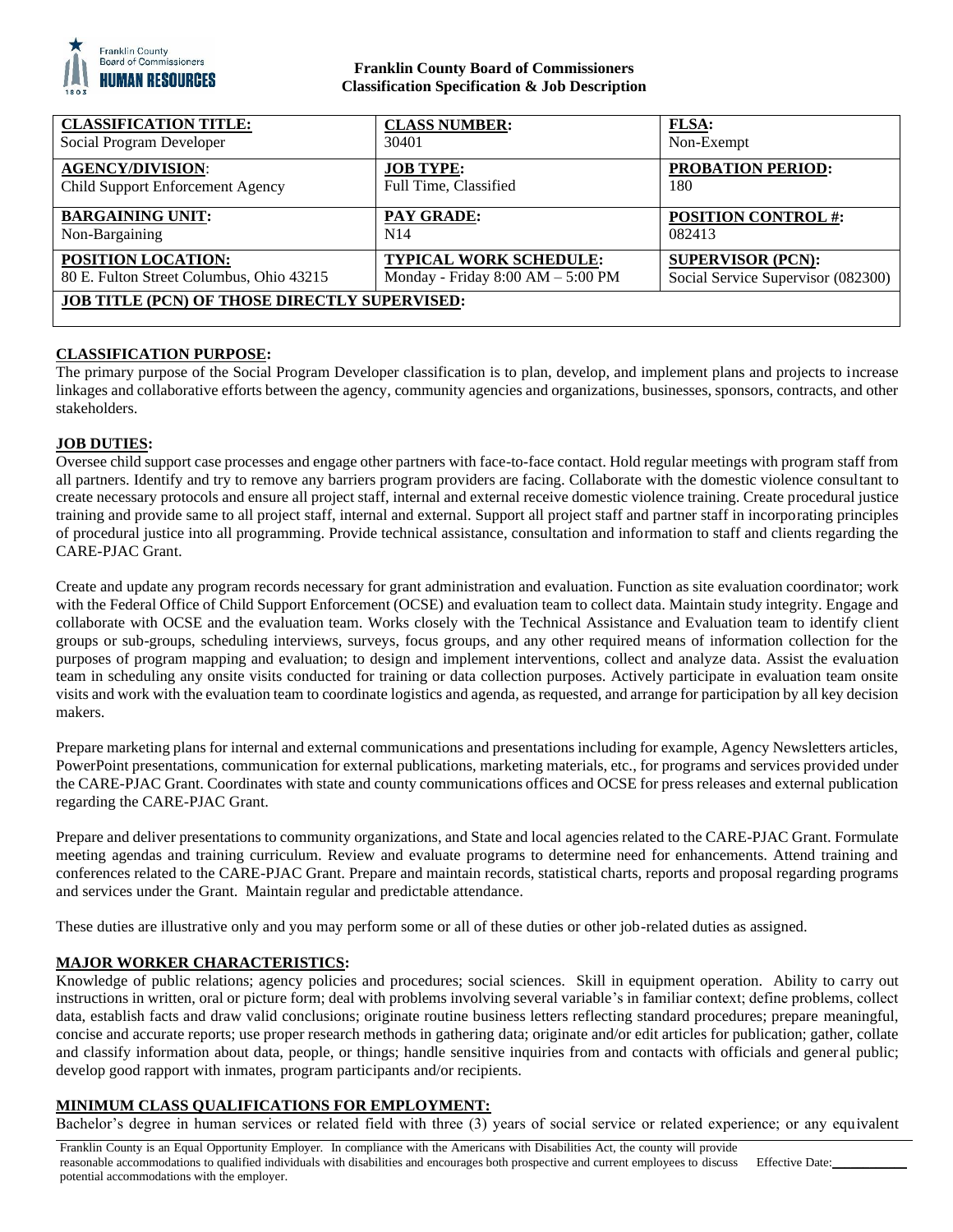**Franklin County Board of Commissioners**
**Classification Specification & Job Description**

| **CLASSIFICATION TITLE:** Social Program Developer | **CLASS NUMBER:** 30401 | **FLSA:** Non-Exempt |
|---|---|---|
| **AGENCY/DIVISION:** Child Support Enforcement Agency | **JOB TYPE:** Full Time, Classified | **PROBATION PERIOD:** 180 |
| **BARGAINING UNIT:** Non-Bargaining | **PAY GRADE:** N14 | **POSITION CONTROL #:** 082413 |
| **POSITION LOCATION:** 80 E. Fulton Street Columbus, Ohio 43215 | **TYPICAL WORK SCHEDULE:** Monday - Friday 8:00 AM – 5:00 PM | **SUPERVISOR (PCN):** Social Service Supervisor (082300) |
| **JOB TITLE (PCN) OF THOSE DIRECTLY SUPERVISED:** | | |

## CLASSIFICATION PURPOSE:

The primary purpose of the Social Program Developer classification is to plan, develop, and implement plans and projects to increase linkages and collaborative efforts between the agency, community agencies and organizations, businesses, sponsors, contracts, and other stakeholders.

## JOB DUTIES:

Oversee child support case processes and engage other partners with face-to-face contact. Hold regular meetings with program staff from all partners. Identify and try to remove any barriers program providers are facing. Collaborate with the domestic violence consultant to create necessary protocols and ensure all project staff, internal and external receive domestic violence training. Create procedural justice training and provide same to all project staff, internal and external. Support all project staff and partner staff in incorporating principles of procedural justice into all programming. Provide technical assistance, consultation and information to staff and clients regarding the CARE-PJAC Grant.

Create and update any program records necessary for grant administration and evaluation. Function as site evaluation coordinator; work with the Federal Office of Child Support Enforcement (OCSE) and evaluation team to collect data. Maintain study integrity. Engage and collaborate with OCSE and the evaluation team. Works closely with the Technical Assistance and Evaluation team to identify client groups or sub-groups, scheduling interviews, surveys, focus groups, and any other required means of information collection for the purposes of program mapping and evaluation; to design and implement interventions, collect and analyze data. Assist the evaluation team in scheduling any onsite visits conducted for training or data collection purposes. Actively participate in evaluation team onsite visits and work with the evaluation team to coordinate logistics and agenda, as requested, and arrange for participation by all key decision makers.

Prepare marketing plans for internal and external communications and presentations including for example, Agency Newsletters articles, PowerPoint presentations, communication for external publications, marketing materials, etc., for programs and services provided under the CARE-PJAC Grant. Coordinates with state and county communications offices and OCSE for press releases and external publication regarding the CARE-PJAC Grant.

Prepare and deliver presentations to community organizations, and State and local agencies related to the CARE-PJAC Grant. Formulate meeting agendas and training curriculum. Review and evaluate programs to determine need for enhancements. Attend training and conferences related to the CARE-PJAC Grant. Prepare and maintain records, statistical charts, reports and proposal regarding programs and services under the Grant. Maintain regular and predictable attendance.

These duties are illustrative only and you may perform some or all of these duties or other job-related duties as assigned.

## MAJOR WORKER CHARACTERISTICS:

Knowledge of public relations; agency policies and procedures; social sciences. Skill in equipment operation. Ability to carry out instructions in written, oral or picture form; deal with problems involving several variable's in familiar context; define problems, collect data, establish facts and draw valid conclusions; originate routine business letters reflecting standard procedures; prepare meaningful, concise and accurate reports; use proper research methods in gathering data; originate and/or edit articles for publication; gather, collate and classify information about data, people, or things; handle sensitive inquiries from and contacts with officials and general public; develop good rapport with inmates, program participants and/or recipients.

## MINIMUM CLASS QUALIFICATIONS FOR EMPLOYMENT:

Bachelor's degree in human services or related field with three (3) years of social service or related experience; or any equivalent

Franklin County is an Equal Opportunity Employer. In compliance with the Americans with Disabilities Act, the county will provide reasonable accommodations to qualified individuals with disabilities and encourages both prospective and current employees to discuss potential accommodations with the employer. Effective Date:___________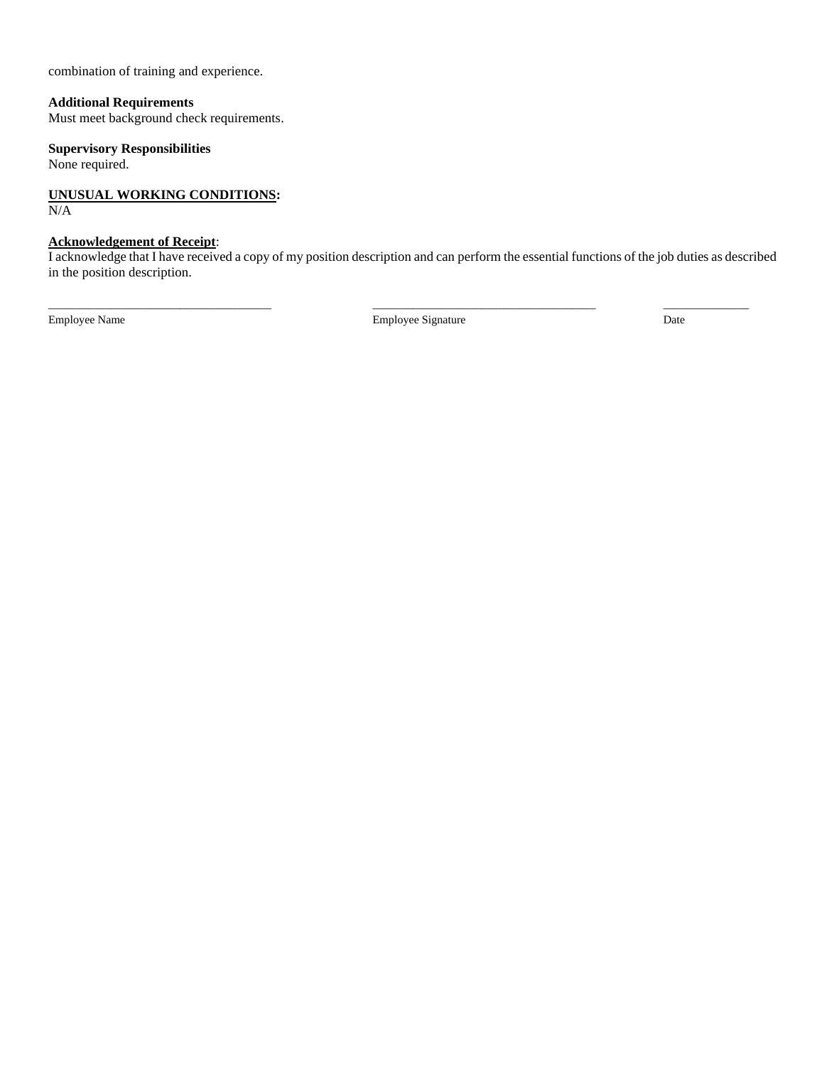combination of training and experience.

**Additional Requirements**
Must meet background check requirements.

**Supervisory Responsibilities**
None required.

**UNUSUAL WORKING CONDITIONS:**
N/A

**Acknowledgement of Receipt**:
I acknowledge that I have received a copy of my position description and can perform the essential functions of the job duties as described in the position description.

| | | |
|---|---|---|
| ____________________________________ | ____________________________________ | ______________ |
| Employee Name | Employee Signature | Date |